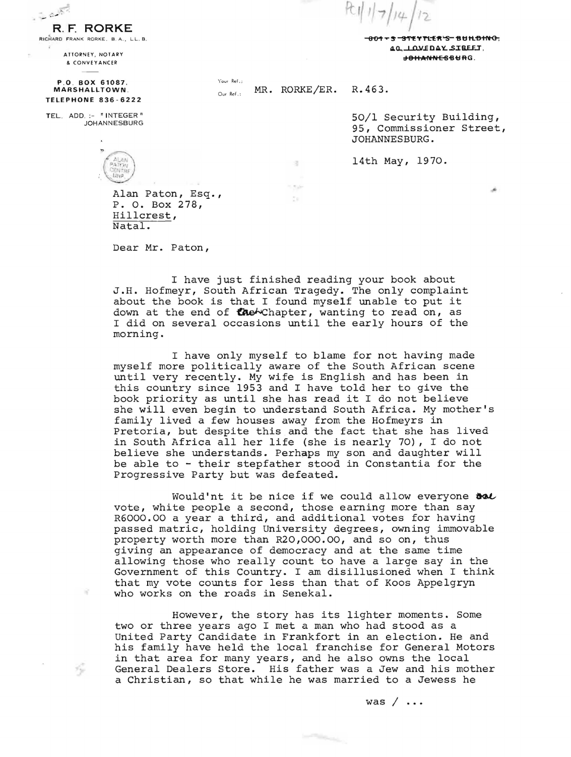PC1/1/7/14/12

**R. F. RORKE**
RICHARD FRANK RORKE, B. A., LL. B.

ATTORNEY, NOTARY & CONVEYANCER

P.O. BOX 61087, MARSHALLTOWN.
TELEPHONE 836-6222

TEL. ADD. :- "INTEGER" JOHANNESBURG

~~801-3 STEYTLER'S BUILDING,~~
~~40, LOVEDAY STREET,~~
~~JOHANNESBURG.~~

Your Ref.:
Our Ref.: MR. RORKE/ER. R.463.

50/1 Security Building,
95, Commissioner Street,
JOHANNESBURG.

14th May, 1970.

ALAN PATON CENTRE UNP

Alan Paton, Esq.,
P. O. Box 278,
Hillcrest,
Natal.

Dear Mr. Paton,

I have just finished reading your book about J.H. Hofmeyr, South African Tragedy. The only complaint about the book is that I found myself unable to put it down at the end of the Chapter, wanting to read on, as I did on several occasions until the early hours of the morning.

I have only myself to blame for not having made myself more politically aware of the South African scene until very recently. My wife is English and has been in this country since 1953 and I have told her to give the book priority as until she has read it I do not believe she will even begin to understand South Africa. My mother's family lived a few houses away from the Hofmeyrs in Pretoria, but despite this and the fact that she has lived in South Africa all her life (she is nearly 70), I do not believe she understands. Perhaps my son and daughter will be able to - their stepfather stood in Constantia for the Progressive Party but was defeated.

Would'nt it be nice if we could allow everyone one vote, white people a second, those earning more than say R6000.00 a year a third, and additional votes for having passed matric, holding University degrees, owning immovable property worth more than R20,000.00, and so on, thus giving an appearance of democracy and at the same time allowing those who really count to have a large say in the Government of this Country. I am disillusioned when I think that my vote counts for less than that of Koos Appelgryn who works on the roads in Senekal.

However, the story has its lighter moments. Some two or three years ago I met a man who had stood as a United Party Candidate in Frankfort in an election. He and his family have held the local franchise for General Motors in that area for many years, and he also owns the local General Dealers Store. His father was a Jew and his mother a Christian, so that while he was married to a Jewess he

was / ...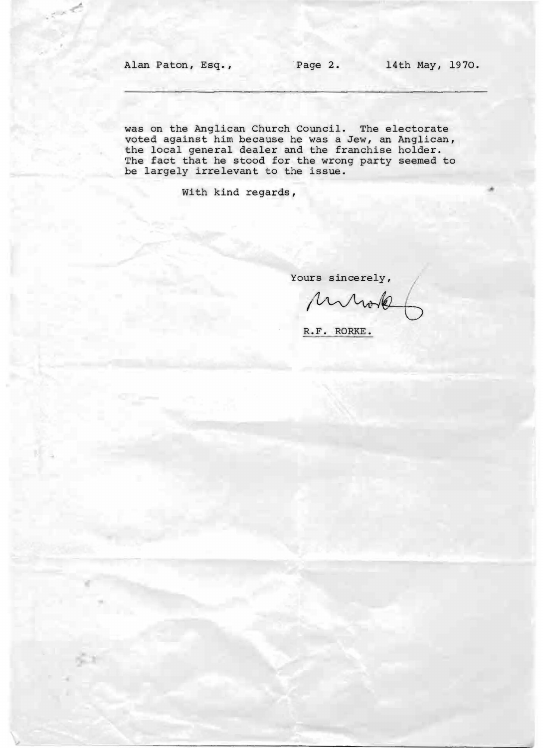was on the Anglican Church Council. The electorate voted against him because he was a Jew, an Anglican, the local general dealer and the franchise holder. The fact that he stood for the wrong party seemed to be largely irrelevant to the issue.

With kind regards,

Yours sincerely,

R.F. RORKE.